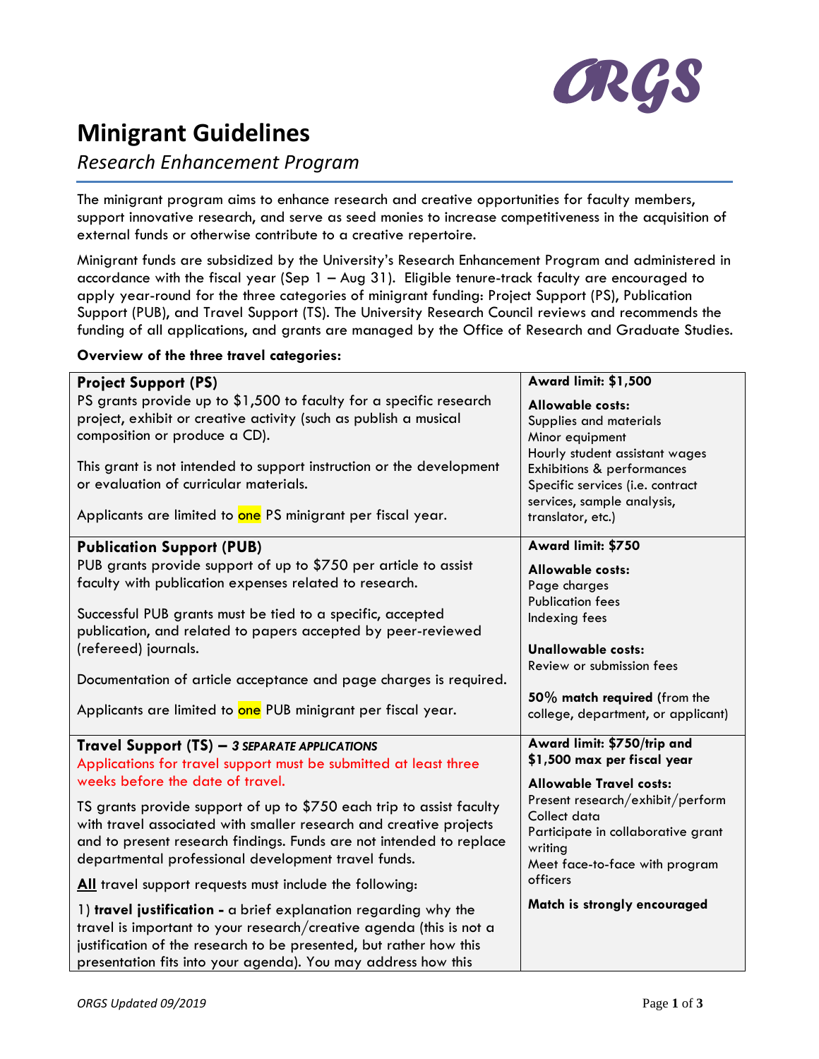ORGS

# Minigrant Guidelines

*Research Enhancement Program*

The minigrant program aims to enhance research and creative opportunities for faculty members, support innovative research, and serve as seed monies to increase competitiveness in the acquisition of external funds or otherwise contribute to a creative repertoire.

Minigrant funds are subsidized by the University's Research Enhancement Program and administered in accordance with the fiscal year (Sep 1 – Aug 31). Eligible tenure-track faculty are encouraged to apply year-round for the three categories of minigrant funding: Project Support (PS), Publication Support (PUB), and Travel Support (TS). The University Research Council reviews and recommends the funding of all applications, and grants are managed by the Office of Research and Graduate Studies.

**Overview of the three travel categories:**

| | |
|---|---|
| **Project Support (PS)**<br>PS grants provide up to $1,500 to faculty for a specific research project, exhibit or creative activity (such as publish a musical composition or produce a CD).<br><br>This grant is not intended to support instruction or the development or evaluation of curricular materials.<br><br>Applicants are limited to one PS minigrant per fiscal year. | **Award limit: $1,500**<br><br>**Allowable costs:**<br>Supplies and materials<br>Minor equipment<br>Hourly student assistant wages<br>Exhibitions & performances<br>Specific services (i.e. contract services, sample analysis, translator, etc.) |
| **Publication Support (PUB)**<br>PUB grants provide support of up to $750 per article to assist faculty with publication expenses related to research.<br><br>Successful PUB grants must be tied to a specific, accepted publication, and related to papers accepted by peer-reviewed (refereed) journals.<br><br>Documentation of article acceptance and page charges is required.<br><br>Applicants are limited to one PUB minigrant per fiscal year. | **Award limit: $750**<br><br>**Allowable costs:**<br>Page charges<br>Publication fees<br>Indexing fees<br><br>**Unallowable costs:**<br>Review or submission fees<br><br>**50% match required** (from the college, department, or applicant) |
| **Travel Support (TS) –** ***3 SEPARATE APPLICATIONS***<br>Applications for travel support must be submitted at least three weeks before the date of travel.<br><br>TS grants provide support of up to $750 each trip to assist faculty with travel associated with smaller research and creative projects and to present research findings. Funds are not intended to replace departmental professional development travel funds.<br><br>**All** travel support requests must include the following:<br><br>1) **travel justification -** a brief explanation regarding why the travel is important to your research/creative agenda (this is not a justification of the research to be presented, but rather how this presentation fits into your agenda). You may address how this | **Award limit: $750/trip and $1,500 max per fiscal year**<br><br>**Allowable Travel costs:**<br>Present research/exhibit/perform<br>Collect data<br>Participate in collaborative grant writing<br>Meet face-to-face with program officers<br><br>**Match is strongly encouraged** |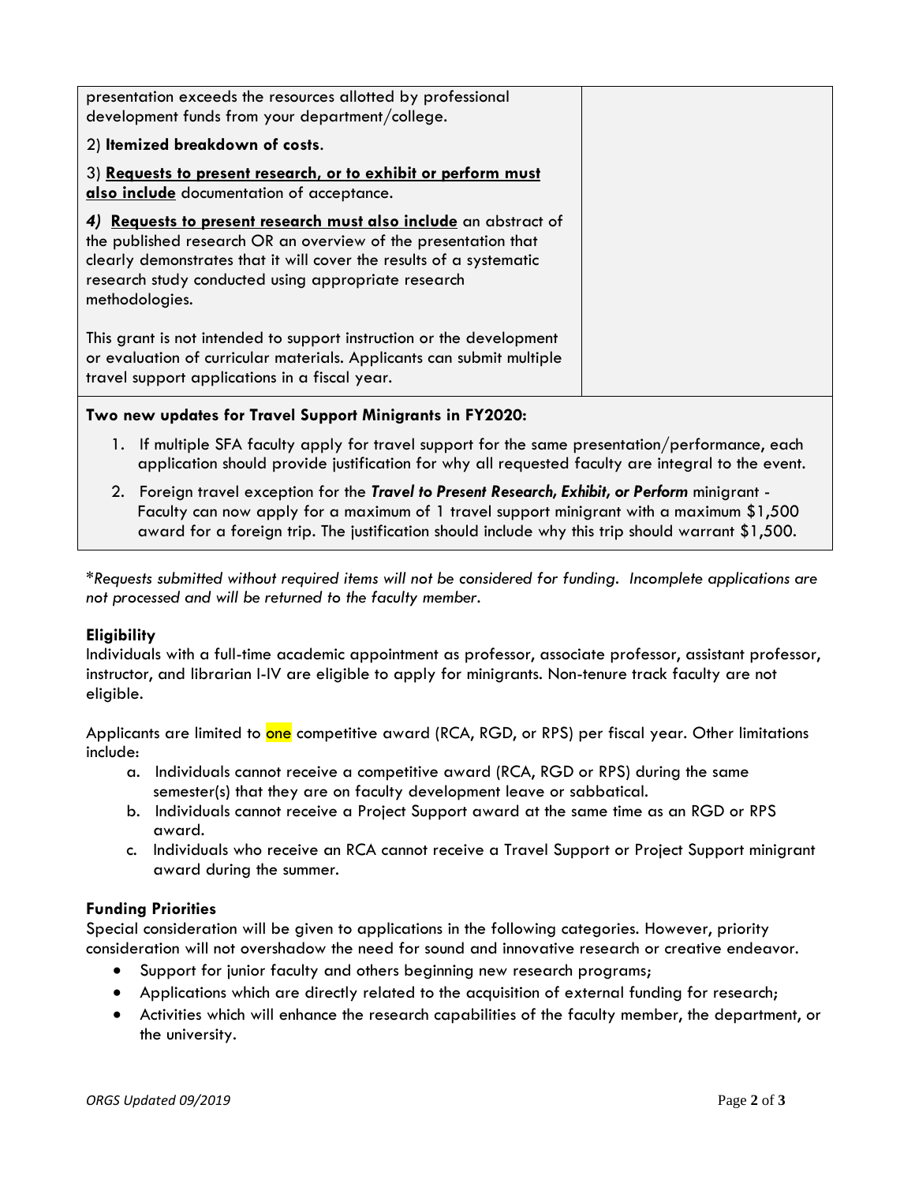| | |
|---|---|
| presentation exceeds the resources allotted by professional development funds from your department/college.<br><br>2) **Itemized breakdown of costs**.<br><br>3) **Requests to present research, or to exhibit or perform must also include** documentation of acceptance.<br><br>***4)*** **Requests to present research must also include** an abstract of the published research OR an overview of the presentation that clearly demonstrates that it will cover the results of a systematic research study conducted using appropriate research methodologies.<br><br>This grant is not intended to support instruction or the development or evaluation of curricular materials. Applicants can submit multiple travel support applications in a fiscal year. | |

**Two new updates for Travel Support Minigrants in FY2020:**

1. If multiple SFA faculty apply for travel support for the same presentation/performance, each application should provide justification for why all requested faculty are integral to the event.
2. Foreign travel exception for the ***Travel to Present Research, Exhibit, or Perform*** minigrant - Faculty can now apply for a maximum of 1 travel support minigrant with a maximum $1,500 award for a foreign trip. The justification should include why this trip should warrant $1,500.

*\*Requests submitted without required items will not be considered for funding. Incomplete applications are not processed and will be returned to the faculty member.*

**Eligibility**

Individuals with a full-time academic appointment as professor, associate professor, assistant professor, instructor, and librarian I-IV are eligible to apply for minigrants. Non-tenure track faculty are not eligible.

Applicants are limited to one competitive award (RCA, RGD, or RPS) per fiscal year. Other limitations include:

a. Individuals cannot receive a competitive award (RCA, RGD or RPS) during the same semester(s) that they are on faculty development leave or sabbatical.
b. Individuals cannot receive a Project Support award at the same time as an RGD or RPS award.
c. Individuals who receive an RCA cannot receive a Travel Support or Project Support minigrant award during the summer.

**Funding Priorities**

Special consideration will be given to applications in the following categories. However, priority consideration will not overshadow the need for sound and innovative research or creative endeavor.

- Support for junior faculty and others beginning new research programs;
- Applications which are directly related to the acquisition of external funding for research;
- Activities which will enhance the research capabilities of the faculty member, the department, or the university.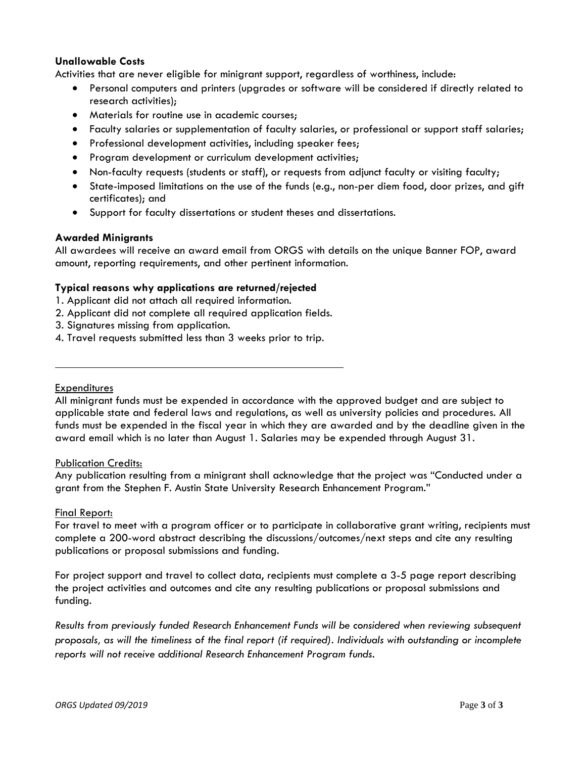**Unallowable Costs**

Activities that are never eligible for minigrant support, regardless of worthiness, include:

- Personal computers and printers (upgrades or software will be considered if directly related to research activities);
- Materials for routine use in academic courses;
- Faculty salaries or supplementation of faculty salaries, or professional or support staff salaries;
- Professional development activities, including speaker fees;
- Program development or curriculum development activities;
- Non-faculty requests (students or staff), or requests from adjunct faculty or visiting faculty;
- State-imposed limitations on the use of the funds (e.g., non-per diem food, door prizes, and gift certificates); and
- Support for faculty dissertations or student theses and dissertations.

**Awarded Minigrants**

All awardees will receive an award email from ORGS with details on the unique Banner FOP, award amount, reporting requirements, and other pertinent information.

**Typical reasons why applications are returned/rejected**

1. Applicant did not attach all required information.
2. Applicant did not complete all required application fields.
3. Signatures missing from application.
4. Travel requests submitted less than 3 weeks prior to trip.

---

Expenditures

All minigrant funds must be expended in accordance with the approved budget and are subject to applicable state and federal laws and regulations, as well as university policies and procedures. All funds must be expended in the fiscal year in which they are awarded and by the deadline given in the award email which is no later than August 1. Salaries may be expended through August 31.

Publication Credits:

Any publication resulting from a minigrant shall acknowledge that the project was "Conducted under a grant from the Stephen F. Austin State University Research Enhancement Program."

Final Report:

For travel to meet with a program officer or to participate in collaborative grant writing, recipients must complete a 200-word abstract describing the discussions/outcomes/next steps and cite any resulting publications or proposal submissions and funding.

For project support and travel to collect data, recipients must complete a 3-5 page report describing the project activities and outcomes and cite any resulting publications or proposal submissions and funding.

*Results from previously funded Research Enhancement Funds will be considered when reviewing subsequent proposals, as will the timeliness of the final report (if required). Individuals with outstanding or incomplete reports will not receive additional Research Enhancement Program funds.*

*ORGS Updated 09/2019*